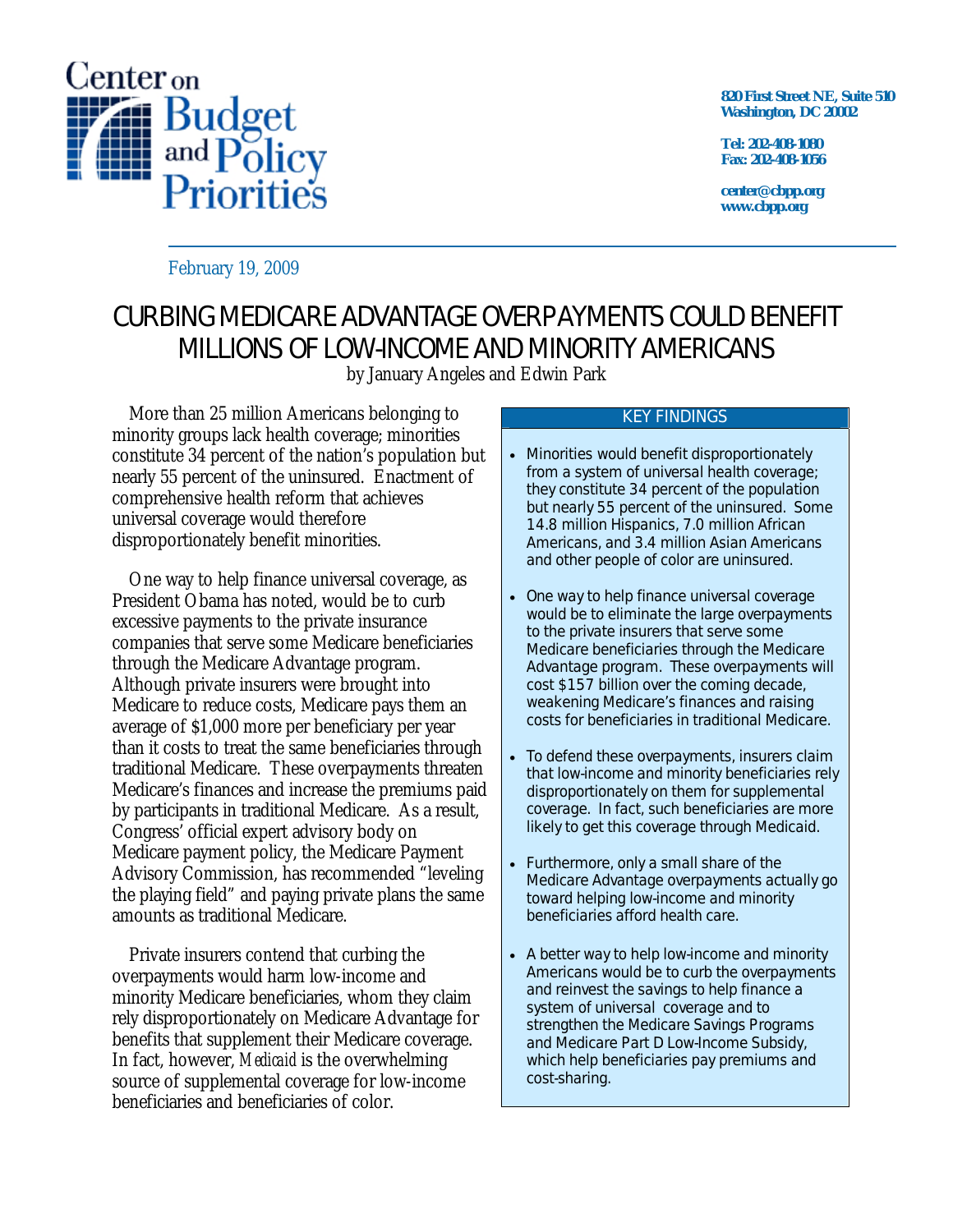Center on Budget and Policy Priorities

820 First Street NE, Suite 510
Washington, DC 20002

Tel: 202-408-1080
Fax: 202-408-1056

center@cbpp.org
www.cbpp.org

February 19, 2009

# CURBING MEDICARE ADVANTAGE OVERPAYMENTS COULD BENEFIT MILLIONS OF LOW-INCOME AND MINORITY AMERICANS

by January Angeles and Edwin Park

More than 25 million Americans belonging to minority groups lack health coverage; minorities constitute 34 percent of the nation's population but nearly 55 percent of the uninsured. Enactment of comprehensive health reform that achieves universal coverage would therefore disproportionately benefit minorities.

One way to help finance universal coverage, as President Obama has noted, would be to curb excessive payments to the private insurance companies that serve some Medicare beneficiaries through the Medicare Advantage program. Although private insurers were brought into Medicare to reduce costs, Medicare pays them an average of $1,000 more per beneficiary per year than it costs to treat the same beneficiaries through traditional Medicare. These overpayments threaten Medicare's finances and increase the premiums paid by participants in traditional Medicare. As a result, Congress' official expert advisory body on Medicare payment policy, the Medicare Payment Advisory Commission, has recommended "leveling the playing field" and paying private plans the same amounts as traditional Medicare.

Private insurers contend that curbing the overpayments would harm low-income and minority Medicare beneficiaries, whom they claim rely disproportionately on Medicare Advantage for benefits that supplement their Medicare coverage. In fact, however, *Medicaid* is the overwhelming source of supplemental coverage for low-income beneficiaries and beneficiaries of color.

## KEY FINDINGS

- Minorities would benefit disproportionately from a system of universal health coverage; they constitute 34 percent of the population but nearly 55 percent of the uninsured. Some 14.8 million Hispanics, 7.0 million African Americans, and 3.4 million Asian Americans and other people of color are uninsured.
- One way to help finance universal coverage would be to eliminate the large overpayments to the private insurers that serve some Medicare beneficiaries through the Medicare Advantage program. These overpayments will cost $157 billion over the coming decade, weakening Medicare's finances and raising costs for beneficiaries in traditional Medicare.
- To defend these overpayments, insurers claim that low-income and minority beneficiaries rely disproportionately on them for supplemental coverage. In fact, such beneficiaries are more likely to get this coverage through Medicaid.
- Furthermore, only a small share of the Medicare Advantage overpayments actually go toward helping low-income and minority beneficiaries afford health care.
- A better way to help low-income and minority Americans would be to curb the overpayments and reinvest the savings to help finance a system of universal coverage and to strengthen the Medicare Savings Programs and Medicare Part D Low-Income Subsidy, which help beneficiaries pay premiums and cost-sharing.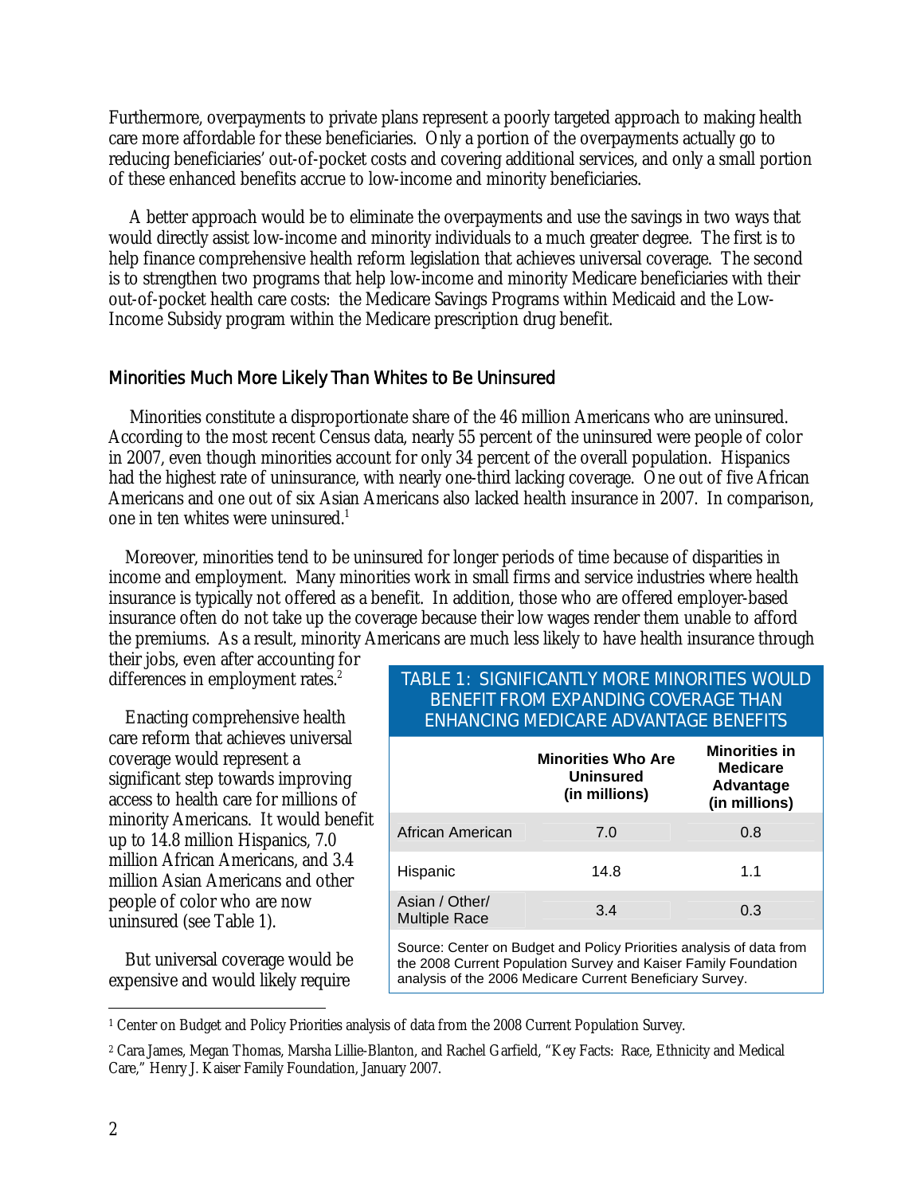Furthermore, overpayments to private plans represent a poorly targeted approach to making health care more affordable for these beneficiaries. Only a portion of the overpayments actually go to reducing beneficiaries' out-of-pocket costs and covering additional services, and only a small portion of these enhanced benefits accrue to low-income and minority beneficiaries.

A better approach would be to eliminate the overpayments and use the savings in two ways that would directly assist low-income and minority individuals to a much greater degree. The first is to help finance comprehensive health reform legislation that achieves universal coverage. The second is to strengthen two programs that help low-income and minority Medicare beneficiaries with their out-of-pocket health care costs: the Medicare Savings Programs within Medicaid and the Low-Income Subsidy program within the Medicare prescription drug benefit.

## Minorities Much More Likely Than Whites to Be Uninsured

Minorities constitute a disproportionate share of the 46 million Americans who are uninsured. According to the most recent Census data, nearly 55 percent of the uninsured were people of color in 2007, even though minorities account for only 34 percent of the overall population. Hispanics had the highest rate of uninsurance, with nearly one-third lacking coverage. One out of five African Americans and one out of six Asian Americans also lacked health insurance in 2007. In comparison, one in ten whites were uninsured.[1]

Moreover, minorities tend to be uninsured for longer periods of time because of disparities in income and employment. Many minorities work in small firms and service industries where health insurance is typically not offered as a benefit. In addition, those who are offered employer-based insurance often do not take up the coverage because their low wages render them unable to afford the premiums. As a result, minority Americans are much less likely to have health insurance through their jobs, even after accounting for differences in employment rates.[2]

Enacting comprehensive health care reform that achieves universal coverage would represent a significant step towards improving access to health care for millions of minority Americans. It would benefit up to 14.8 million Hispanics, 7.0 million African Americans, and 3.4 million Asian Americans and other people of color who are now uninsured (see Table 1).

**TABLE 1: SIGNIFICANTLY MORE MINORITIES WOULD BENEFIT FROM EXPANDING COVERAGE THAN ENHANCING MEDICARE ADVANTAGE BENEFITS**

| | Minorities Who Are Uninsured (in millions) | Minorities in Medicare Advantage (in millions) |
|---|---|---|
| African American | 7.0 | 0.8 |
| Hispanic | 14.8 | 1.1 |
| Asian / Other/ Multiple Race | 3.4 | 0.3 |

Source: Center on Budget and Policy Priorities analysis of data from the 2008 Current Population Survey and Kaiser Family Foundation analysis of the 2006 Medicare Current Beneficiary Survey.

But universal coverage would be expensive and would likely require

---

[1] Center on Budget and Policy Priorities analysis of data from the 2008 Current Population Survey.

[2] Cara James, Megan Thomas, Marsha Lillie-Blanton, and Rachel Garfield, "Key Facts: Race, Ethnicity and Medical Care," Henry J. Kaiser Family Foundation, January 2007.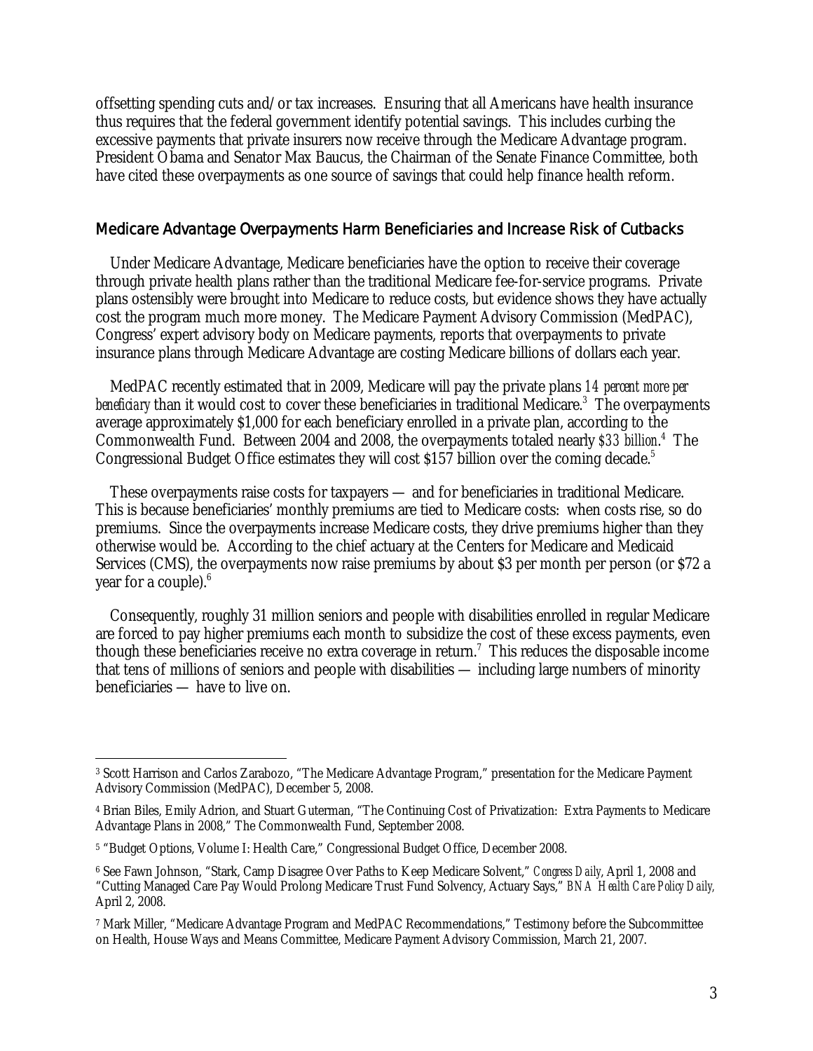offsetting spending cuts and/or tax increases. Ensuring that all Americans have health insurance thus requires that the federal government identify potential savings. This includes curbing the excessive payments that private insurers now receive through the Medicare Advantage program. President Obama and Senator Max Baucus, the Chairman of the Senate Finance Committee, both have cited these overpayments as one source of savings that could help finance health reform.

## Medicare Advantage Overpayments Harm Beneficiaries and Increase Risk of Cutbacks

Under Medicare Advantage, Medicare beneficiaries have the option to receive their coverage through private health plans rather than the traditional Medicare fee-for-service programs. Private plans ostensibly were brought into Medicare to reduce costs, but evidence shows they have actually cost the program much more money. The Medicare Payment Advisory Commission (MedPAC), Congress' expert advisory body on Medicare payments, reports that overpayments to private insurance plans through Medicare Advantage are costing Medicare billions of dollars each year.

MedPAC recently estimated that in 2009, Medicare will pay the private plans *14 percent more per beneficiary* than it would cost to cover these beneficiaries in traditional Medicare.[3] The overpayments average approximately $1,000 for each beneficiary enrolled in a private plan, according to the Commonwealth Fund. Between 2004 and 2008, the overpayments totaled nearly *$33 billion*.[4] The Congressional Budget Office estimates they will cost $157 billion over the coming decade.[5]

These overpayments raise costs for taxpayers — and for beneficiaries in traditional Medicare. This is because beneficiaries' monthly premiums are tied to Medicare costs: when costs rise, so do premiums. Since the overpayments increase Medicare costs, they drive premiums higher than they otherwise would be. According to the chief actuary at the Centers for Medicare and Medicaid Services (CMS), the overpayments now raise premiums by about $3 per month per person (or $72 a year for a couple).[6]

Consequently, roughly 31 million seniors and people with disabilities enrolled in regular Medicare are forced to pay higher premiums each month to subsidize the cost of these excess payments, even though these beneficiaries receive no extra coverage in return.[7] This reduces the disposable income that tens of millions of seniors and people with disabilities — including large numbers of minority beneficiaries — have to live on.

---

[3] Scott Harrison and Carlos Zarabozo, "The Medicare Advantage Program," presentation for the Medicare Payment Advisory Commission (MedPAC), December 5, 2008.

[4] Brian Biles, Emily Adrion, and Stuart Guterman, "The Continuing Cost of Privatization: Extra Payments to Medicare Advantage Plans in 2008," The Commonwealth Fund, September 2008.

[5] "Budget Options, Volume I: Health Care," Congressional Budget Office, December 2008.

[6] See Fawn Johnson, "Stark, Camp Disagree Over Paths to Keep Medicare Solvent," *Congress Daily*, April 1, 2008 and "Cutting Managed Care Pay Would Prolong Medicare Trust Fund Solvency, Actuary Says," *BNA Health Care Policy Daily*, April 2, 2008.

[7] Mark Miller, "Medicare Advantage Program and MedPAC Recommendations," Testimony before the Subcommittee on Health, House Ways and Means Committee, Medicare Payment Advisory Commission, March 21, 2007.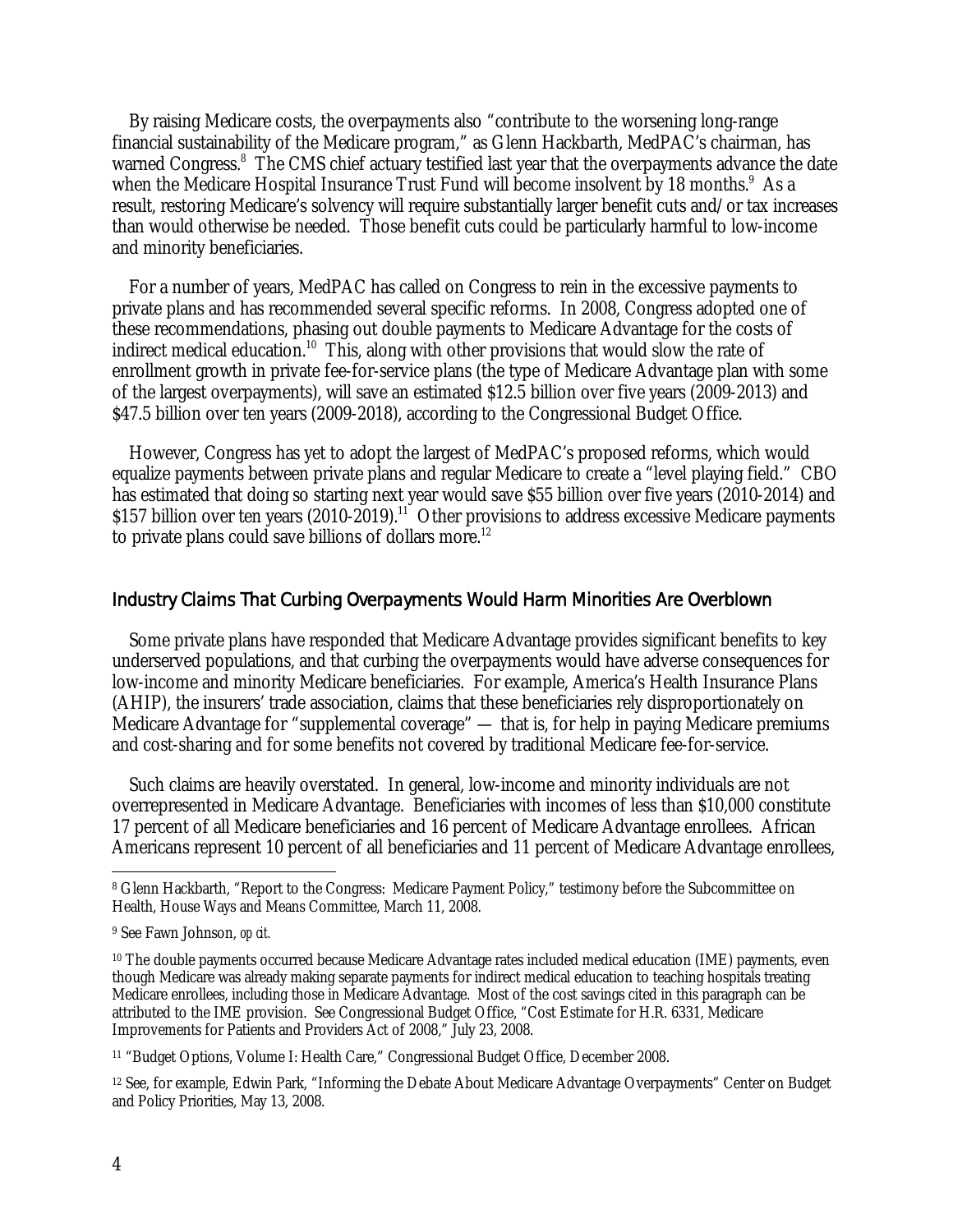By raising Medicare costs, the overpayments also "contribute to the worsening long-range financial sustainability of the Medicare program," as Glenn Hackbarth, MedPAC's chairman, has warned Congress.[8] The CMS chief actuary testified last year that the overpayments advance the date when the Medicare Hospital Insurance Trust Fund will become insolvent by 18 months.[9] As a result, restoring Medicare's solvency will require substantially larger benefit cuts and/or tax increases than would otherwise be needed. Those benefit cuts could be particularly harmful to low-income and minority beneficiaries.

For a number of years, MedPAC has called on Congress to rein in the excessive payments to private plans and has recommended several specific reforms. In 2008, Congress adopted one of these recommendations, phasing out double payments to Medicare Advantage for the costs of indirect medical education.[10] This, along with other provisions that would slow the rate of enrollment growth in private fee-for-service plans (the type of Medicare Advantage plan with some of the largest overpayments), will save an estimated $12.5 billion over five years (2009-2013) and $47.5 billion over ten years (2009-2018), according to the Congressional Budget Office.

However, Congress has yet to adopt the largest of MedPAC's proposed reforms, which would equalize payments between private plans and regular Medicare to create a "level playing field." CBO has estimated that doing so starting next year would save $55 billion over five years (2010-2014) and $157 billion over ten years (2010-2019).[11] Other provisions to address excessive Medicare payments to private plans could save billions of dollars more.[12]

## Industry Claims That Curbing Overpayments Would Harm Minorities Are Overblown

Some private plans have responded that Medicare Advantage provides significant benefits to key underserved populations, and that curbing the overpayments would have adverse consequences for low-income and minority Medicare beneficiaries. For example, America's Health Insurance Plans (AHIP), the insurers' trade association, claims that these beneficiaries rely disproportionately on Medicare Advantage for "supplemental coverage" — that is, for help in paying Medicare premiums and cost-sharing and for some benefits not covered by traditional Medicare fee-for-service.

Such claims are heavily overstated. In general, low-income and minority individuals are not overrepresented in Medicare Advantage. Beneficiaries with incomes of less than $10,000 constitute 17 percent of all Medicare beneficiaries and 16 percent of Medicare Advantage enrollees. African Americans represent 10 percent of all beneficiaries and 11 percent of Medicare Advantage enrollees,

---

[8] Glenn Hackbarth, "Report to the Congress: Medicare Payment Policy," testimony before the Subcommittee on Health, House Ways and Means Committee, March 11, 2008.

[9] See Fawn Johnson, *op cit.*

[10] The double payments occurred because Medicare Advantage rates included medical education (IME) payments, even though Medicare was already making separate payments for indirect medical education to teaching hospitals treating Medicare enrollees, including those in Medicare Advantage. Most of the cost savings cited in this paragraph can be attributed to the IME provision. See Congressional Budget Office, "Cost Estimate for H.R. 6331, Medicare Improvements for Patients and Providers Act of 2008," July 23, 2008.

[11] "Budget Options, Volume I: Health Care," Congressional Budget Office, December 2008.

[12] See, for example, Edwin Park, "Informing the Debate About Medicare Advantage Overpayments" Center on Budget and Policy Priorities, May 13, 2008.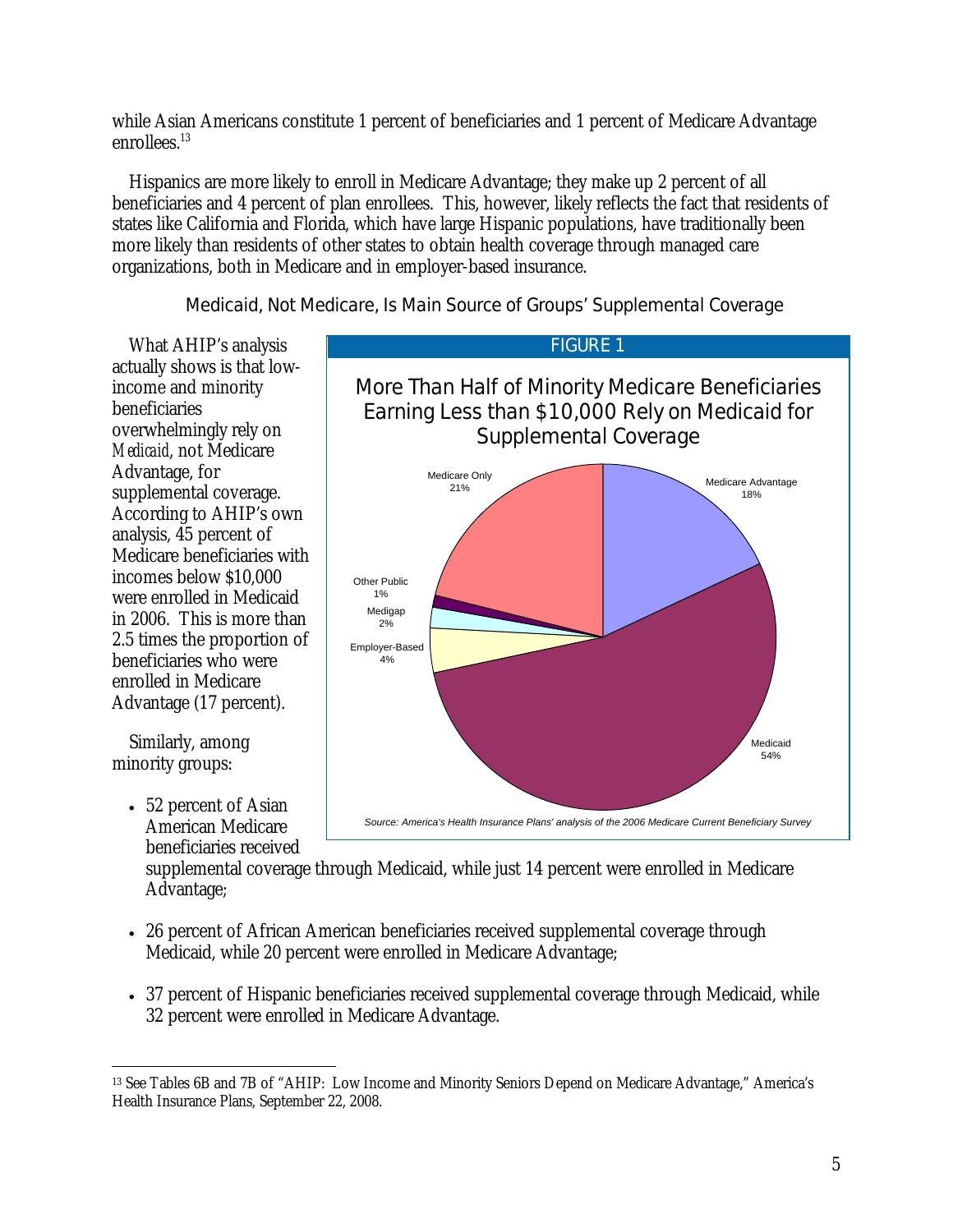while Asian Americans constitute 1 percent of beneficiaries and 1 percent of Medicare Advantage enrollees.[13]

Hispanics are more likely to enroll in Medicare Advantage; they make up 2 percent of all beneficiaries and 4 percent of plan enrollees. This, however, likely reflects the fact that residents of states like California and Florida, which have large Hispanic populations, have traditionally been more likely than residents of other states to obtain health coverage through managed care organizations, both in Medicare and in employer-based insurance.

### Medicaid, Not Medicare, Is Main Source of Groups' Supplemental Coverage

What AHIP's analysis actually shows is that low-income and minority beneficiaries overwhelmingly rely on *Medicaid*, not Medicare Advantage, for supplemental coverage. According to AHIP's own analysis, 45 percent of Medicare beneficiaries with incomes below $10,000 were enrolled in Medicaid in 2006. This is more than 2.5 times the proportion of beneficiaries who were enrolled in Medicare Advantage (17 percent).

FIGURE 1

More Than Half of Minority Medicare Beneficiaries Earning Less than $10,000 Rely on Medicaid for Supplemental Coverage

| Coverage | Percent |
|---|---|
| Medicare Advantage | 18% |
| Medicaid | 54% |
| Employer-Based | 4% |
| Medigap | 2% |
| Other Public | 1% |
| Medicare Only | 21% |

*Source: America's Health Insurance Plans' analysis of the 2006 Medicare Current Beneficiary Survey*

Similarly, among minority groups:

- 52 percent of Asian American Medicare beneficiaries received supplemental coverage through Medicaid, while just 14 percent were enrolled in Medicare Advantage;
- 26 percent of African American beneficiaries received supplemental coverage through Medicaid, while 20 percent were enrolled in Medicare Advantage;
- 37 percent of Hispanic beneficiaries received supplemental coverage through Medicaid, while 32 percent were enrolled in Medicare Advantage.

---

[13] See Tables 6B and 7B of "AHIP: Low Income and Minority Seniors Depend on Medicare Advantage," America's Health Insurance Plans, September 22, 2008.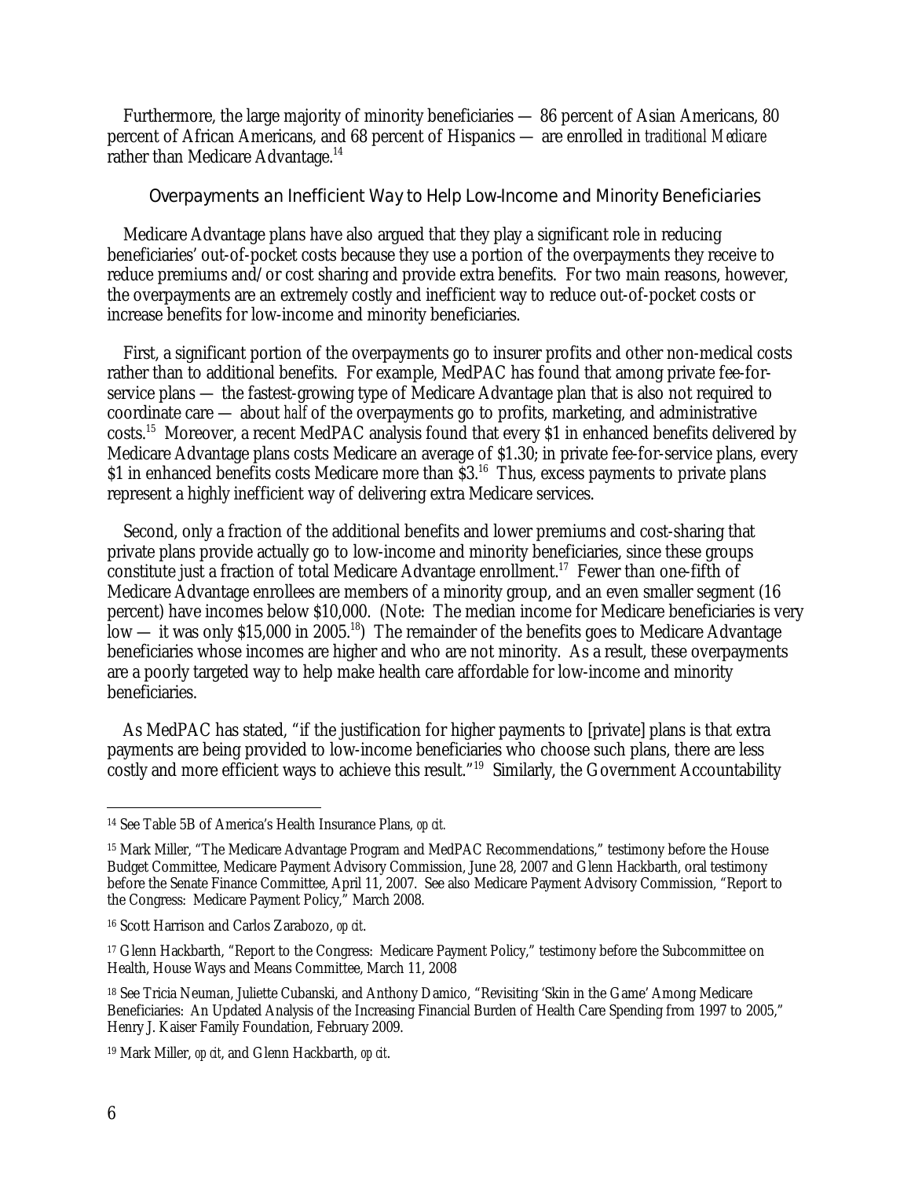Furthermore, the large majority of minority beneficiaries — 86 percent of Asian Americans, 80 percent of African Americans, and 68 percent of Hispanics — are enrolled in *traditional Medicare* rather than Medicare Advantage.[14]

### Overpayments an Inefficient Way to Help Low-Income and Minority Beneficiaries

Medicare Advantage plans have also argued that they play a significant role in reducing beneficiaries' out-of-pocket costs because they use a portion of the overpayments they receive to reduce premiums and/or cost sharing and provide extra benefits. For two main reasons, however, the overpayments are an extremely costly and inefficient way to reduce out-of-pocket costs or increase benefits for low-income and minority beneficiaries.

First, a significant portion of the overpayments go to insurer profits and other non-medical costs rather than to additional benefits. For example, MedPAC has found that among private fee-for-service plans — the fastest-growing type of Medicare Advantage plan that is also not required to coordinate care — about *half* of the overpayments go to profits, marketing, and administrative costs.[15] Moreover, a recent MedPAC analysis found that every $1 in enhanced benefits delivered by Medicare Advantage plans costs Medicare an average of $1.30; in private fee-for-service plans, every $1 in enhanced benefits costs Medicare more than $3.[16] Thus, excess payments to private plans represent a highly inefficient way of delivering extra Medicare services.

Second, only a fraction of the additional benefits and lower premiums and cost-sharing that private plans provide actually go to low-income and minority beneficiaries, since these groups constitute just a fraction of total Medicare Advantage enrollment.[17] Fewer than one-fifth of Medicare Advantage enrollees are members of a minority group, and an even smaller segment (16 percent) have incomes below $10,000. (Note: The median income for Medicare beneficiaries is very low — it was only $15,000 in 2005.[18]) The remainder of the benefits goes to Medicare Advantage beneficiaries whose incomes are higher and who are not minority. As a result, these overpayments are a poorly targeted way to help make health care affordable for low-income and minority beneficiaries.

As MedPAC has stated, "if the justification for higher payments to [private] plans is that extra payments are being provided to low-income beneficiaries who choose such plans, there are less costly and more efficient ways to achieve this result."[19] Similarly, the Government Accountability

---

[14] See Table 5B of America's Health Insurance Plans, *op cit.*

[15] Mark Miller, "The Medicare Advantage Program and MedPAC Recommendations," testimony before the House Budget Committee, Medicare Payment Advisory Commission, June 28, 2007 and Glenn Hackbarth, oral testimony before the Senate Finance Committee, April 11, 2007. See also Medicare Payment Advisory Commission, "Report to the Congress: Medicare Payment Policy," March 2008.

[16] Scott Harrison and Carlos Zarabozo, *op cit*.

[17] Glenn Hackbarth, "Report to the Congress: Medicare Payment Policy," testimony before the Subcommittee on Health, House Ways and Means Committee, March 11, 2008

[18] See Tricia Neuman, Juliette Cubanski, and Anthony Damico, "Revisiting 'Skin in the Game' Among Medicare Beneficiaries: An Updated Analysis of the Increasing Financial Burden of Health Care Spending from 1997 to 2005," Henry J. Kaiser Family Foundation, February 2009.

[19] Mark Miller, *op cit*, and Glenn Hackbarth, *op cit*.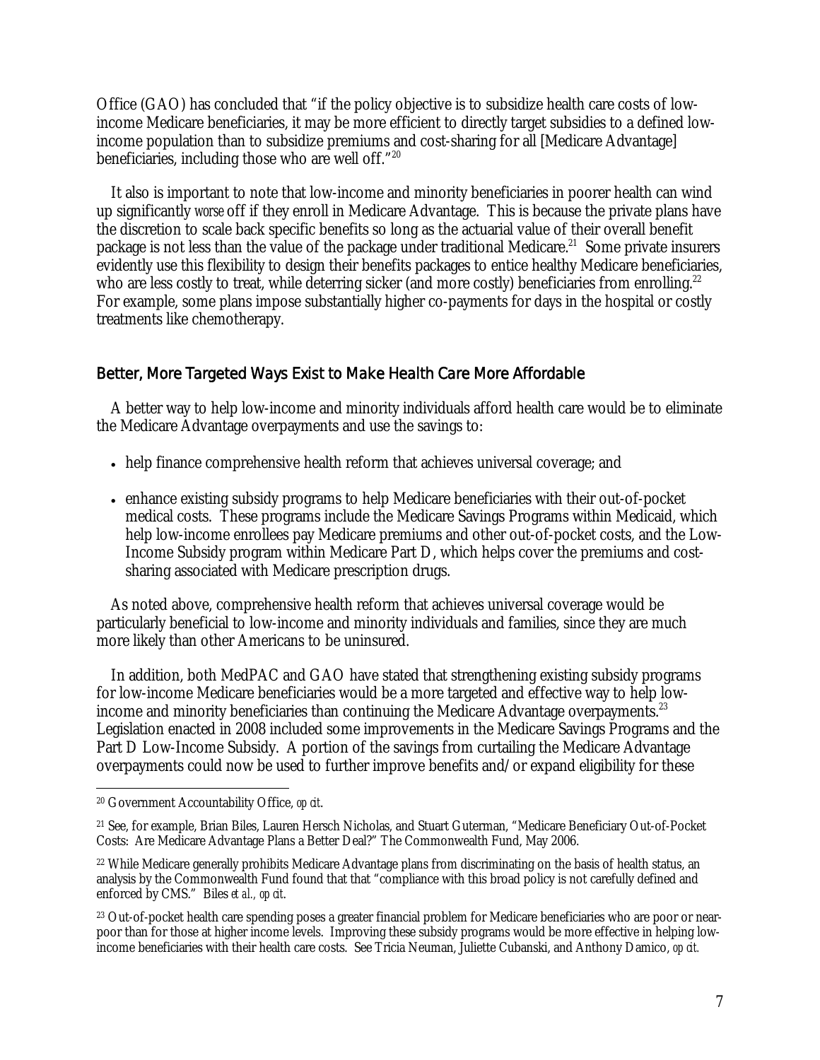Office (GAO) has concluded that "if the policy objective is to subsidize health care costs of low-income Medicare beneficiaries, it may be more efficient to directly target subsidies to a defined low-income population than to subsidize premiums and cost-sharing for all [Medicare Advantage] beneficiaries, including those who are well off."[20]

It also is important to note that low-income and minority beneficiaries in poorer health can wind up significantly *worse* off if they enroll in Medicare Advantage. This is because the private plans have the discretion to scale back specific benefits so long as the actuarial value of their overall benefit package is not less than the value of the package under traditional Medicare.[21] Some private insurers evidently use this flexibility to design their benefits packages to entice healthy Medicare beneficiaries, who are less costly to treat, while deterring sicker (and more costly) beneficiaries from enrolling.[22] For example, some plans impose substantially higher co-payments for days in the hospital or costly treatments like chemotherapy.

## Better, More Targeted Ways Exist to Make Health Care More Affordable

A better way to help low-income and minority individuals afford health care would be to eliminate the Medicare Advantage overpayments and use the savings to:

- help finance comprehensive health reform that achieves universal coverage; and
- enhance existing subsidy programs to help Medicare beneficiaries with their out-of-pocket medical costs. These programs include the Medicare Savings Programs within Medicaid, which help low-income enrollees pay Medicare premiums and other out-of-pocket costs, and the Low-Income Subsidy program within Medicare Part D, which helps cover the premiums and cost-sharing associated with Medicare prescription drugs.

As noted above, comprehensive health reform that achieves universal coverage would be particularly beneficial to low-income and minority individuals and families, since they are much more likely than other Americans to be uninsured.

In addition, both MedPAC and GAO have stated that strengthening existing subsidy programs for low-income Medicare beneficiaries would be a more targeted and effective way to help low-income and minority beneficiaries than continuing the Medicare Advantage overpayments.[23] Legislation enacted in 2008 included some improvements in the Medicare Savings Programs and the Part D Low-Income Subsidy. A portion of the savings from curtailing the Medicare Advantage overpayments could now be used to further improve benefits and/or expand eligibility for these

---

[20] Government Accountability Office, *op cit*.

[21] See, for example, Brian Biles, Lauren Hersch Nicholas, and Stuart Guterman, "Medicare Beneficiary Out-of-Pocket Costs: Are Medicare Advantage Plans a Better Deal?" The Commonwealth Fund, May 2006.

[22] While Medicare generally prohibits Medicare Advantage plans from discriminating on the basis of health status, an analysis by the Commonwealth Fund found that that "compliance with this broad policy is not carefully defined and enforced by CMS." Biles *et al., op cit*.

[23] Out-of-pocket health care spending poses a greater financial problem for Medicare beneficiaries who are poor or near-poor than for those at higher income levels. Improving these subsidy programs would be more effective in helping low-income beneficiaries with their health care costs. See Tricia Neuman, Juliette Cubanski, and Anthony Damico, *op cit.*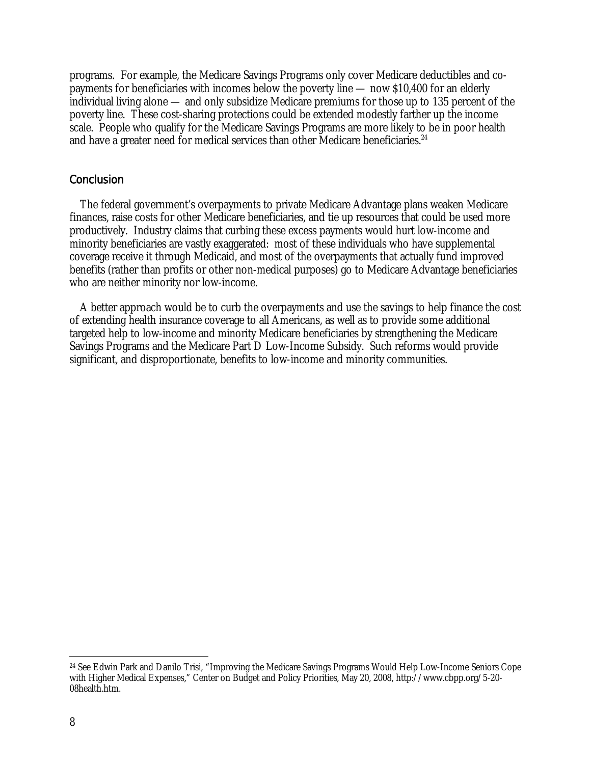programs. For example, the Medicare Savings Programs only cover Medicare deductibles and co-payments for beneficiaries with incomes below the poverty line — now $10,400 for an elderly individual living alone — and only subsidize Medicare premiums for those up to 135 percent of the poverty line. These cost-sharing protections could be extended modestly farther up the income scale. People who qualify for the Medicare Savings Programs are more likely to be in poor health and have a greater need for medical services than other Medicare beneficiaries.[24]

## Conclusion

The federal government's overpayments to private Medicare Advantage plans weaken Medicare finances, raise costs for other Medicare beneficiaries, and tie up resources that could be used more productively. Industry claims that curbing these excess payments would hurt low-income and minority beneficiaries are vastly exaggerated: most of these individuals who have supplemental coverage receive it through Medicaid, and most of the overpayments that actually fund improved benefits (rather than profits or other non-medical purposes) go to Medicare Advantage beneficiaries who are neither minority nor low-income.

A better approach would be to curb the overpayments and use the savings to help finance the cost of extending health insurance coverage to all Americans, as well as to provide some additional targeted help to low-income and minority Medicare beneficiaries by strengthening the Medicare Savings Programs and the Medicare Part D Low-Income Subsidy. Such reforms would provide significant, and disproportionate, benefits to low-income and minority communities.

---

[24] See Edwin Park and Danilo Trisi, "Improving the Medicare Savings Programs Would Help Low-Income Seniors Cope with Higher Medical Expenses," Center on Budget and Policy Priorities, May 20, 2008, http://www.cbpp.org/5-20-08health.htm.